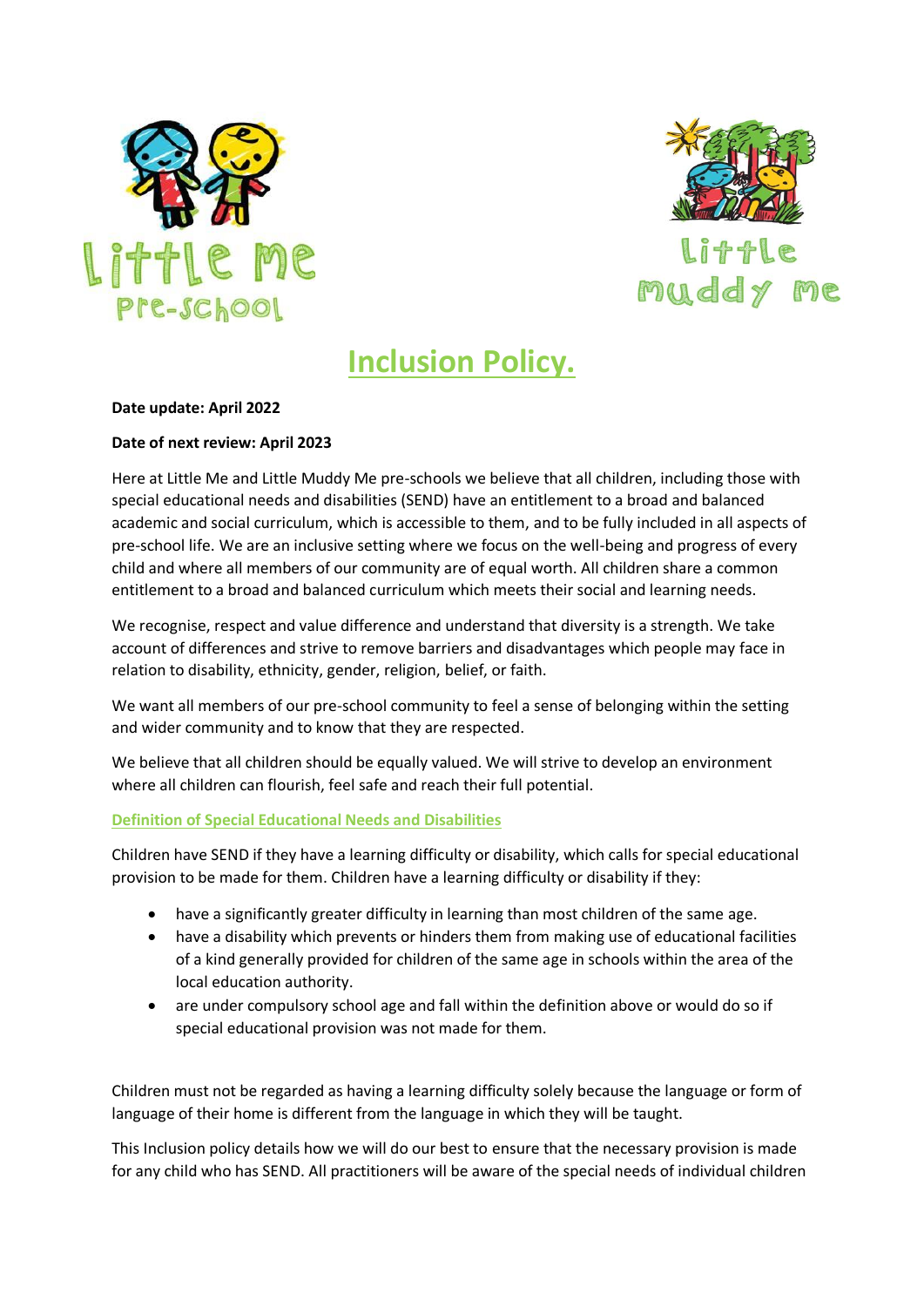# Inclusion Policy.

**Date update: April 2022**

**Date of next review: April 2023**

Here at Little Me and Little Muddy Me pre-schools we believe that all children, including those with special educational needs and disabilities (SEND) have an entitlement to a broad and balanced academic and social curriculum, which is accessible to them, and to be fully included in all aspects of pre-school life. We are an inclusive setting where we focus on the well-being and progress of every child and where all members of our community are of equal worth. All children share a common entitlement to a broad and balanced curriculum which meets their social and learning needs.

We recognise, respect and value difference and understand that diversity is a strength. We take account of differences and strive to remove barriers and disadvantages which people may face in relation to disability, ethnicity, gender, religion, belief, or faith.

We want all members of our pre-school community to feel a sense of belonging within the setting and wider community and to know that they are respected.

We believe that all children should be equally valued. We will strive to develop an environment where all children can flourish, feel safe and reach their full potential.

## Definition of Special Educational Needs and Disabilities

Children have SEND if they have a learning difficulty or disability, which calls for special educational provision to be made for them. Children have a learning difficulty or disability if they:

- have a significantly greater difficulty in learning than most children of the same age.
- have a disability which prevents or hinders them from making use of educational facilities of a kind generally provided for children of the same age in schools within the area of the local education authority.
- are under compulsory school age and fall within the definition above or would do so if special educational provision was not made for them.

Children must not be regarded as having a learning difficulty solely because the language or form of language of their home is different from the language in which they will be taught.

This Inclusion policy details how we will do our best to ensure that the necessary provision is made for any child who has SEND. All practitioners will be aware of the special needs of individual children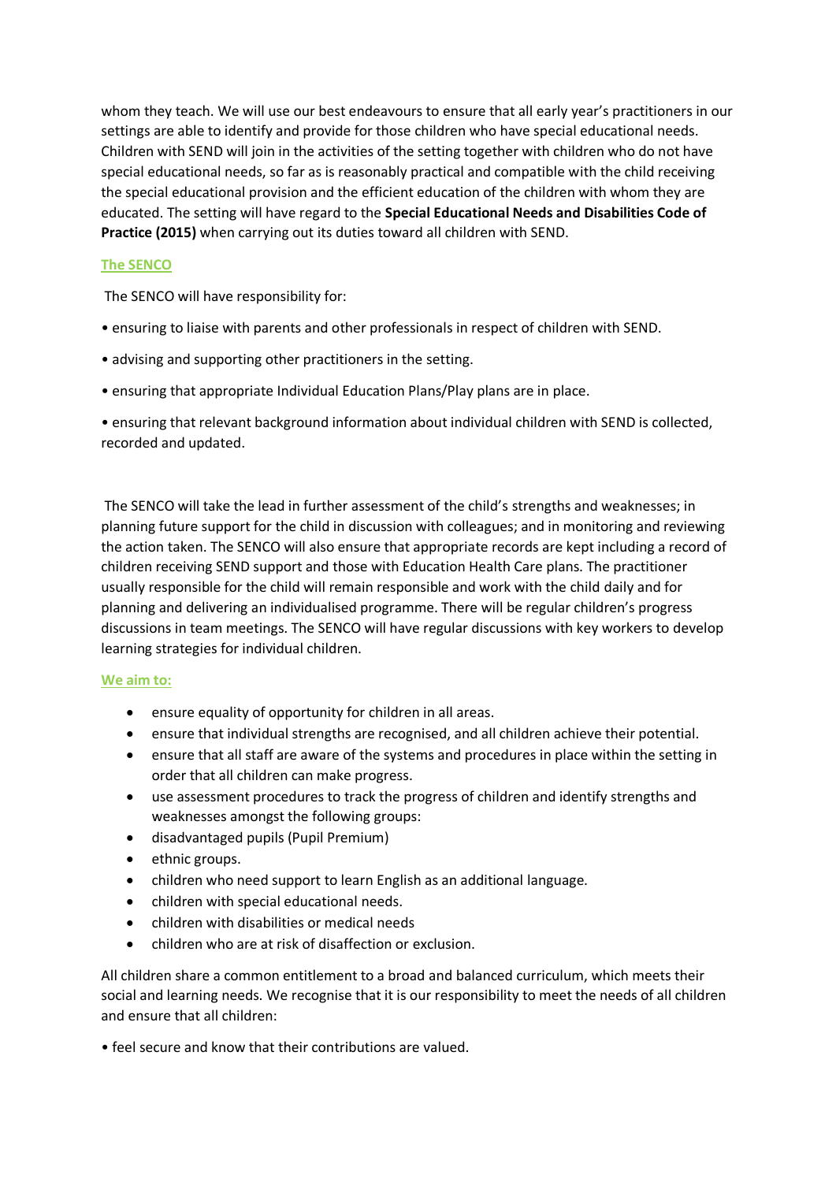whom they teach. We will use our best endeavours to ensure that all early year's practitioners in our settings are able to identify and provide for those children who have special educational needs. Children with SEND will join in the activities of the setting together with children who do not have special educational needs, so far as is reasonably practical and compatible with the child receiving the special educational provision and the efficient education of the children with whom they are educated. The setting will have regard to the **Special Educational Needs and Disabilities Code of Practice (2015)** when carrying out its duties toward all children with SEND.

## The SENCO

The SENCO will have responsibility for:

• ensuring to liaise with parents and other professionals in respect of children with SEND.

• advising and supporting other practitioners in the setting.

• ensuring that appropriate Individual Education Plans/Play plans are in place.

• ensuring that relevant background information about individual children with SEND is collected, recorded and updated.

The SENCO will take the lead in further assessment of the child's strengths and weaknesses; in planning future support for the child in discussion with colleagues; and in monitoring and reviewing the action taken. The SENCO will also ensure that appropriate records are kept including a record of children receiving SEND support and those with Education Health Care plans. The practitioner usually responsible for the child will remain responsible and work with the child daily and for planning and delivering an individualised programme. There will be regular children's progress discussions in team meetings. The SENCO will have regular discussions with key workers to develop learning strategies for individual children.

## We aim to:

- ensure equality of opportunity for children in all areas.
- ensure that individual strengths are recognised, and all children achieve their potential.
- ensure that all staff are aware of the systems and procedures in place within the setting in order that all children can make progress.
- use assessment procedures to track the progress of children and identify strengths and weaknesses amongst the following groups:
- disadvantaged pupils (Pupil Premium)
- ethnic groups.
- children who need support to learn English as an additional language.
- children with special educational needs.
- children with disabilities or medical needs
- children who are at risk of disaffection or exclusion.

All children share a common entitlement to a broad and balanced curriculum, which meets their social and learning needs. We recognise that it is our responsibility to meet the needs of all children and ensure that all children:

• feel secure and know that their contributions are valued.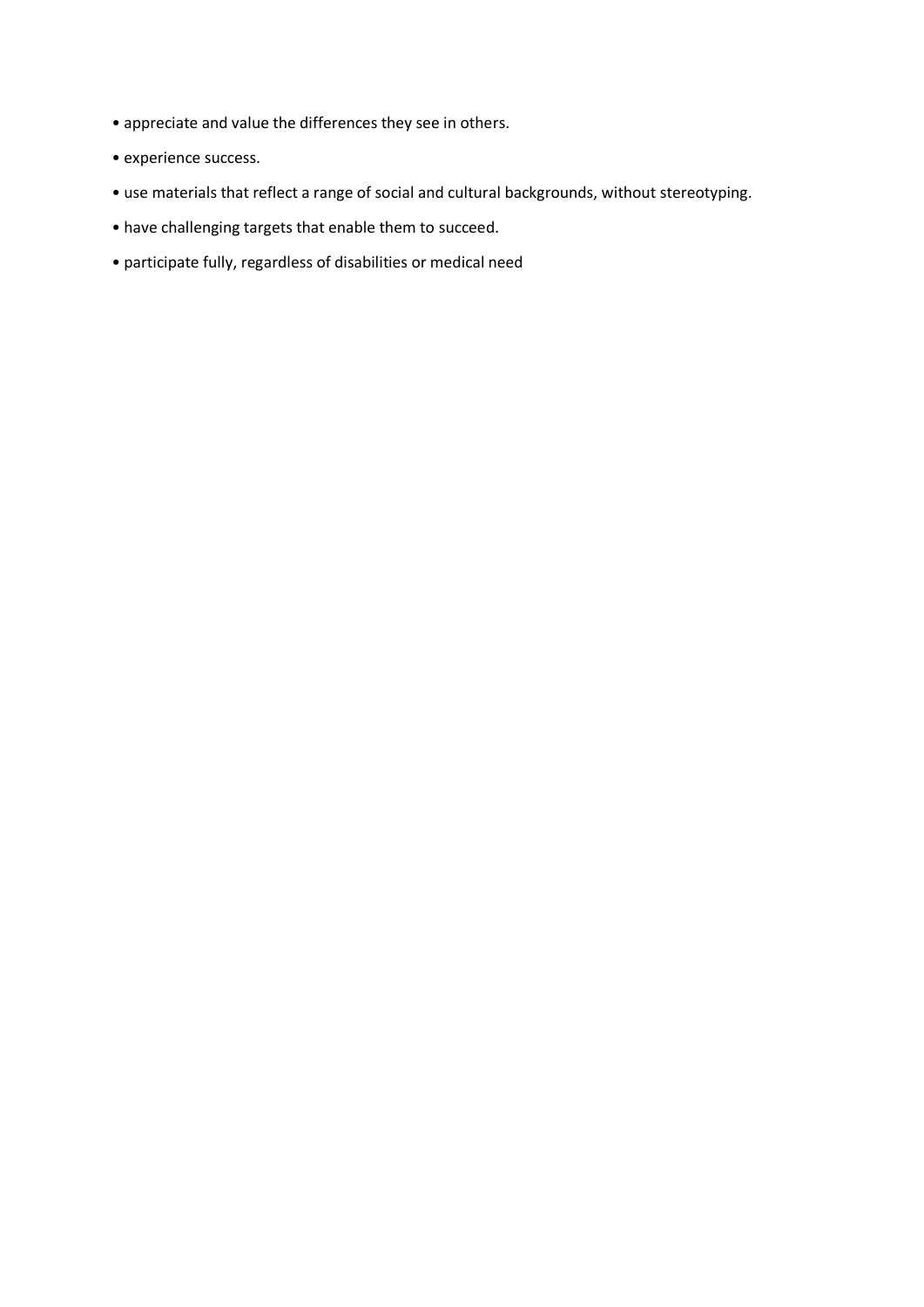- appreciate and value the differences they see in others.
- experience success.
- use materials that reflect a range of social and cultural backgrounds, without stereotyping.
- have challenging targets that enable them to succeed.
- participate fully, regardless of disabilities or medical need